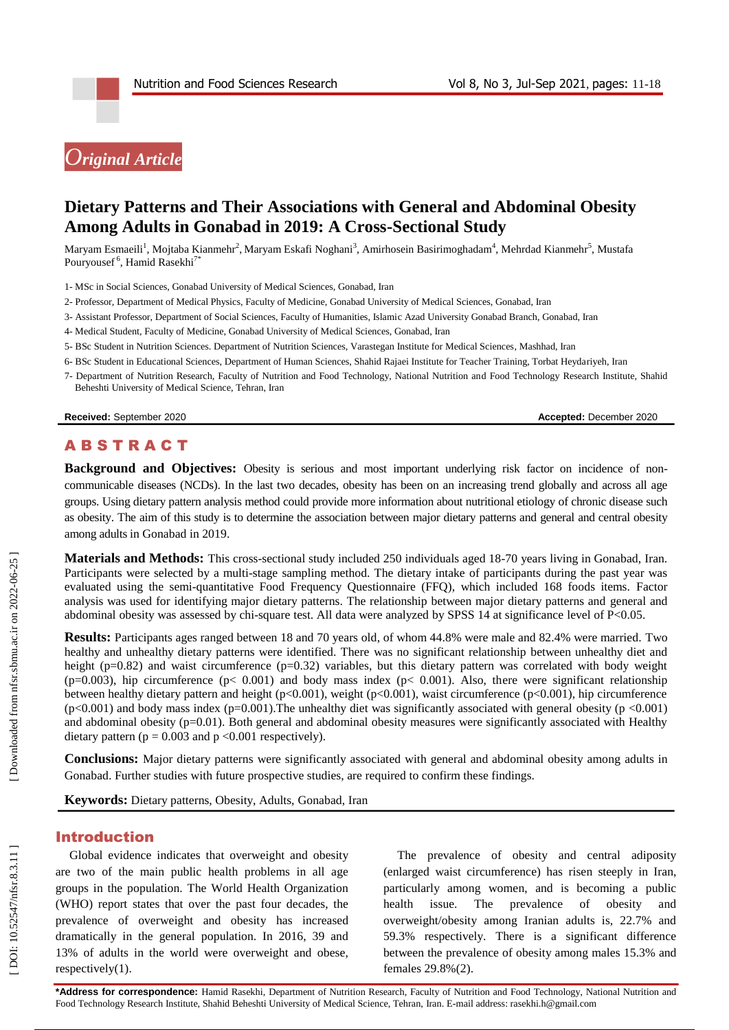*Original Article*

# Dietary Patterns and Their Associations with General and Abdominal Obesity Among Adults in Gonabad in 2019: A Cross-Sectional Study

Maryam Esmaeili[1], Mojtaba Kianmehr[2], Maryam Eskafi Noghani[3], Amirhosein Basirimoghadam[4], Mehrdad Kianmehr[5], Mustafa Pouryousef[6], Hamid Rasekhi[7*]

1- MSc in Social Sciences, Gonabad University of Medical Sciences, Gonabad, Iran

2- Professor, Department of Medical Physics, Faculty of Medicine, Gonabad University of Medical Sciences, Gonabad, Iran

3- Assistant Professor, Department of Social Sciences, Faculty of Humanities, Islamic Azad University Gonabad Branch, Gonabad, Iran

4- Medical Student, Faculty of Medicine, Gonabad University of Medical Sciences, Gonabad, Iran

5- BSc Student in Nutrition Sciences. Department of Nutrition Sciences, Varastegan Institute for Medical Sciences, Mashhad, Iran

6- BSc Student in Educational Sciences, Department of Human Sciences, Shahid Rajaei Institute for Teacher Training, Torbat Heydariyeh, Iran

7- Department of Nutrition Research, Faculty of Nutrition and Food Technology, National Nutrition and Food Technology Research Institute, Shahid Beheshti University of Medical Science, Tehran, Iran

**Received:** September 2020 **Accepted:** December 2020

## ABSTRACT

**Background and Objectives:** Obesity is serious and most important underlying risk factor on incidence of non-communicable diseases (NCDs). In the last two decades, obesity has been on an increasing trend globally and across all age groups. Using dietary pattern analysis method could provide more information about nutritional etiology of chronic disease such as obesity. The aim of this study is to determine the association between major dietary patterns and general and central obesity among adults in Gonabad in 2019.

**Materials and Methods:** This cross-sectional study included 250 individuals aged 18-70 years living in Gonabad, Iran. Participants were selected by a multi-stage sampling method. The dietary intake of participants during the past year was evaluated using the semi-quantitative Food Frequency Questionnaire (FFQ), which included 168 foods items. Factor analysis was used for identifying major dietary patterns. The relationship between major dietary patterns and general and abdominal obesity was assessed by chi-square test. All data were analyzed by SPSS 14 at significance level of $P<0.05$.

**Results:** Participants ages ranged between 18 and 70 years old, of whom 44.8% were male and 82.4% were married. Two healthy and unhealthy dietary patterns were identified. There was no significant relationship between unhealthy diet and height ($p=0.82$) and waist circumference ($p=0.32$) variables, but this dietary pattern was correlated with body weight ($p=0.003$), hip circumference ($p< 0.001$) and body mass index ($p< 0.001$). Also, there were significant relationship between healthy dietary pattern and height ($p<0.001$), weight ($p<0.001$), waist circumference ($p<0.001$), hip circumference ($p<0.001$) and body mass index ($p=0.001$).The unhealthy diet was significantly associated with general obesity ($p <0.001$) and abdominal obesity ($p=0.01$). Both general and abdominal obesity measures were significantly associated with Healthy dietary pattern ($p = 0.003$ and $p <0.001$ respectively).

**Conclusions:** Major dietary patterns were significantly associated with general and abdominal obesity among adults in Gonabad. Further studies with future prospective studies, are required to confirm these findings.

**Keywords:** Dietary patterns, Obesity, Adults, Gonabad, Iran

## Introduction

Global evidence indicates that overweight and obesity are two of the main public health problems in all age groups in the population. The World Health Organization (WHO) report states that over the past four decades, the prevalence of overweight and obesity has increased dramatically in the general population. In 2016, 39 and 13% of adults in the world were overweight and obese, respectively(1).

The prevalence of obesity and central adiposity (enlarged waist circumference) has risen steeply in Iran, particularly among women, and is becoming a public health issue. The prevalence of obesity and overweight/obesity among Iranian adults is, 22.7% and 59.3% respectively. There is a significant difference between the prevalence of obesity among males 15.3% and females 29.8%(2).

**\*Address for correspondence:** Hamid Rasekhi, Department of Nutrition Research, Faculty of Nutrition and Food Technology, National Nutrition and Food Technology Research Institute, Shahid Beheshti University of Medical Science, Tehran, Iran. E-mail address: rasekhi.h@gmail.com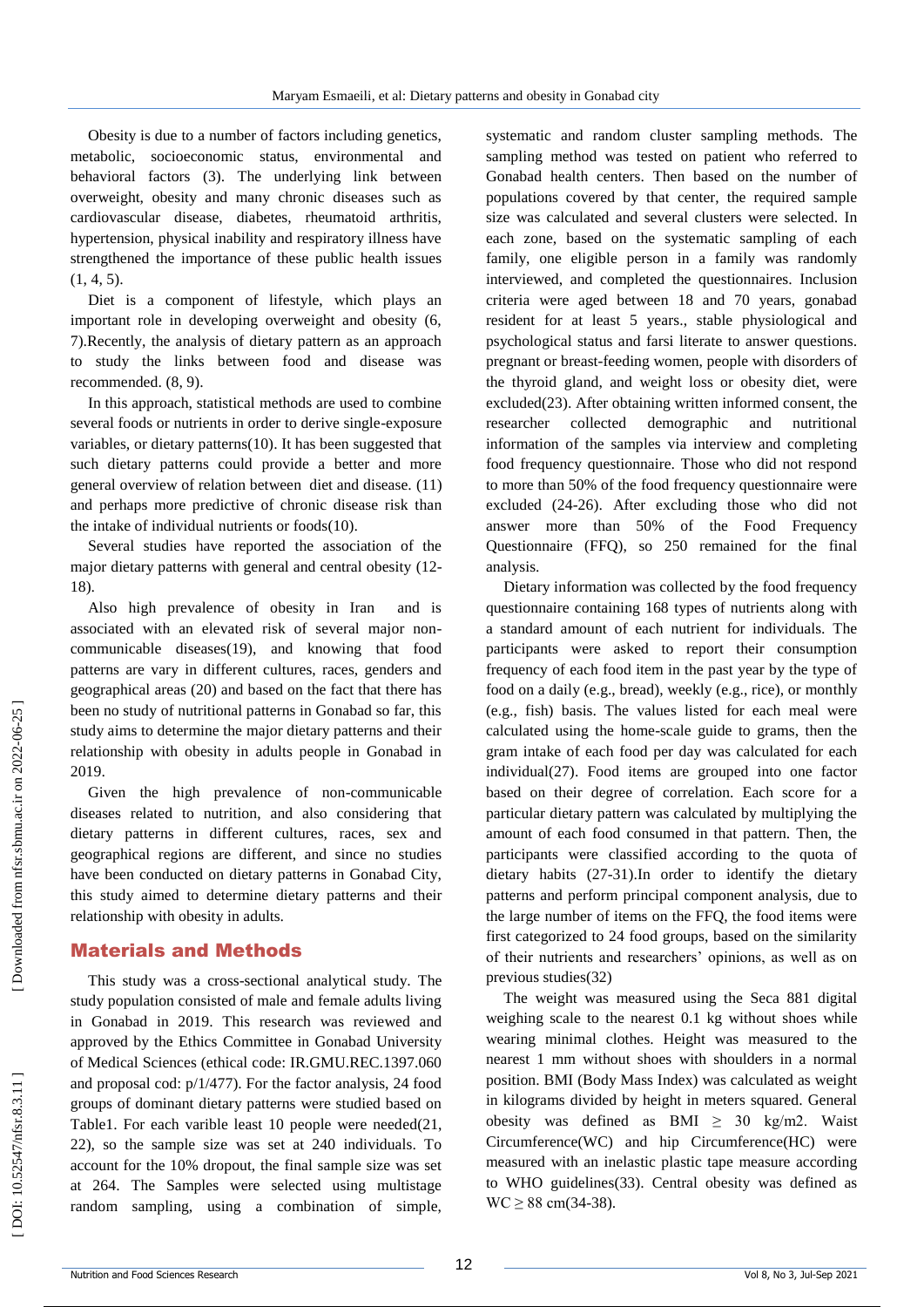Obesity is due to a number of factors including genetics, metabolic, socioeconomic status, environmental and behavioral factors (3). The underlying link between overweight, obesity and many chronic diseases such as cardiovascular disease, diabetes, rheumatoid arthritis, hypertension, physical inability and respiratory illness have strengthened the importance of these public health issues (1, 4, 5).

Diet is a component of lifestyle, which plays an important role in developing overweight and obesity (6, 7).Recently, the analysis of dietary pattern as an approach to study the links between food and disease was recommended. (8, 9).

In this approach, statistical methods are used to combine several foods or nutrients in order to derive single-exposure variables, or dietary patterns(10). It has been suggested that such dietary patterns could provide a better and more general overview of relation between diet and disease. (11) and perhaps more predictive of chronic disease risk than the intake of individual nutrients or foods(10).

Several studies have reported the association of the major dietary patterns with general and central obesity (12-18).

Also high prevalence of obesity in Iran and is associated with an elevated risk of several major non-communicable diseases(19), and knowing that food patterns are vary in different cultures, races, genders and geographical areas (20) and based on the fact that there has been no study of nutritional patterns in Gonabad so far, this study aims to determine the major dietary patterns and their relationship with obesity in adults people in Gonabad in 2019.

Given the high prevalence of non-communicable diseases related to nutrition, and also considering that dietary patterns in different cultures, races, sex and geographical regions are different, and since no studies have been conducted on dietary patterns in Gonabad City, this study aimed to determine dietary patterns and their relationship with obesity in adults.

## Materials and Methods

This study was a cross-sectional analytical study. The study population consisted of male and female adults living in Gonabad in 2019. This research was reviewed and approved by the Ethics Committee in Gonabad University of Medical Sciences (ethical code: IR.GMU.REC.1397.060 and proposal cod: p/1/477). For the factor analysis, 24 food groups of dominant dietary patterns were studied based on Table1. For each varible least 10 people were needed(21, 22), so the sample size was set at 240 individuals. To account for the 10% dropout, the final sample size was set at 264. The Samples were selected using multistage random sampling, using a combination of simple, systematic and random cluster sampling methods. The sampling method was tested on patient who referred to Gonabad health centers. Then based on the number of populations covered by that center, the required sample size was calculated and several clusters were selected. In each zone, based on the systematic sampling of each family, one eligible person in a family was randomly interviewed, and completed the questionnaires. Inclusion criteria were aged between 18 and 70 years, gonabad resident for at least 5 years., stable physiological and psychological status and farsi literate to answer questions. pregnant or breast-feeding women, people with disorders of the thyroid gland, and weight loss or obesity diet, were excluded(23). After obtaining written informed consent, the researcher collected demographic and nutritional information of the samples via interview and completing food frequency questionnaire. Those who did not respond to more than 50% of the food frequency questionnaire were excluded (24-26). After excluding those who did not answer more than 50% of the Food Frequency Questionnaire (FFQ), so 250 remained for the final analysis.

Dietary information was collected by the food frequency questionnaire containing 168 types of nutrients along with a standard amount of each nutrient for individuals. The participants were asked to report their consumption frequency of each food item in the past year by the type of food on a daily (e.g., bread), weekly (e.g., rice), or monthly (e.g., fish) basis. The values listed for each meal were calculated using the home-scale guide to grams, then the gram intake of each food per day was calculated for each individual(27). Food items are grouped into one factor based on their degree of correlation. Each score for a particular dietary pattern was calculated by multiplying the amount of each food consumed in that pattern. Then, the participants were classified according to the quota of dietary habits (27-31).In order to identify the dietary patterns and perform principal component analysis, due to the large number of items on the FFQ, the food items were first categorized to 24 food groups, based on the similarity of their nutrients and researchers' opinions, as well as on previous studies(32)

The weight was measured using the Seca 881 digital weighing scale to the nearest 0.1 kg without shoes while wearing minimal clothes. Height was measured to the nearest 1 mm without shoes with shoulders in a normal position. BMI (Body Mass Index) was calculated as weight in kilograms divided by height in meters squared. General obesity was defined as BMI $\geq$ 30 kg/m2. Waist Circumference(WC) and hip Circumference(HC) were measured with an inelastic plastic tape measure according to WHO guidelines(33). Central obesity was defined as WC $\geq$ 88 cm(34-38).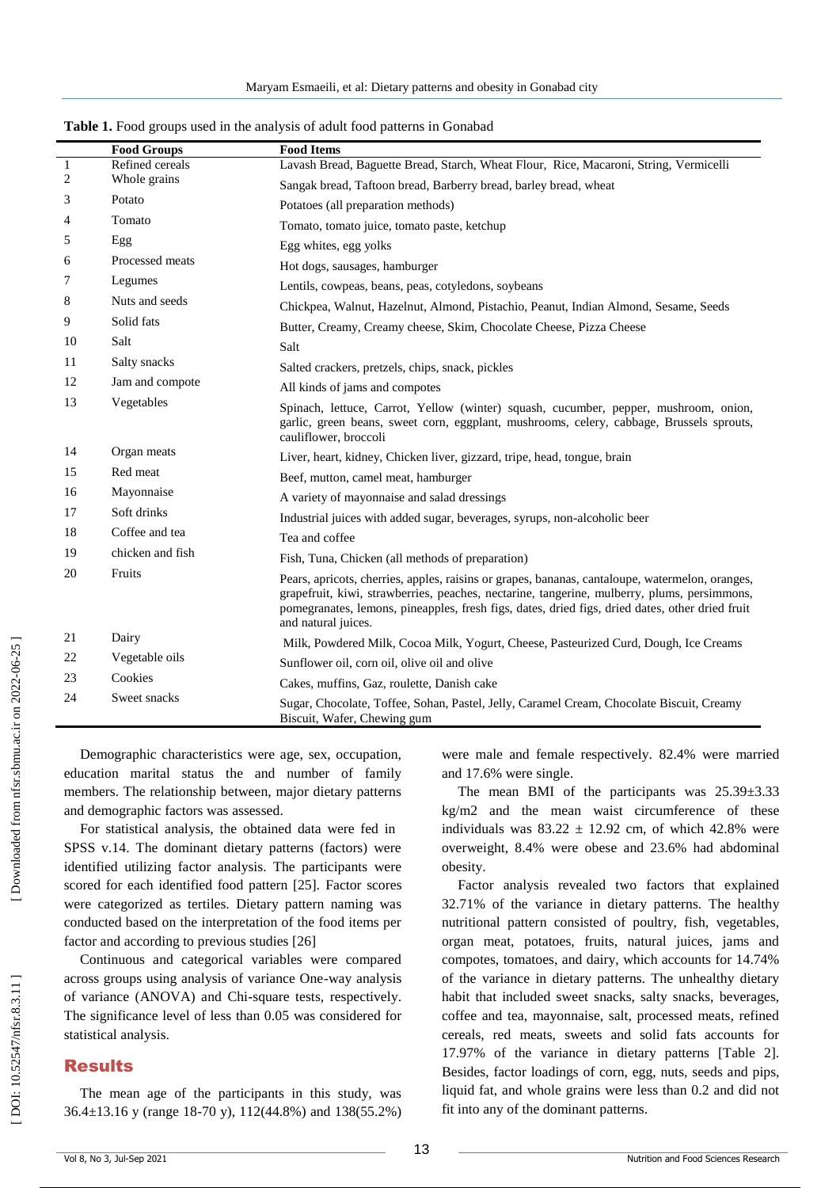**Table 1.** Food groups used in the analysis of adult food patterns in Gonabad

| | Food Groups | Food Items |
|---|---|---|
| 1 | Refined cereals | Lavash Bread, Baguette Bread, Starch, Wheat Flour, Rice, Macaroni, String, Vermicelli |
| 2 | Whole grains | Sangak bread, Taftoon bread, Barberry bread, barley bread, wheat |
| 3 | Potato | Potatoes (all preparation methods) |
| 4 | Tomato | Tomato, tomato juice, tomato paste, ketchup |
| 5 | Egg | Egg whites, egg yolks |
| 6 | Processed meats | Hot dogs, sausages, hamburger |
| 7 | Legumes | Lentils, cowpeas, beans, peas, cotyledons, soybeans |
| 8 | Nuts and seeds | Chickpea, Walnut, Hazelnut, Almond, Pistachio, Peanut, Indian Almond, Sesame, Seeds |
| 9 | Solid fats | Butter, Creamy, Creamy cheese, Skim, Chocolate Cheese, Pizza Cheese |
| 10 | Salt | Salt |
| 11 | Salty snacks | Salted crackers, pretzels, chips, snack, pickles |
| 12 | Jam and compote | All kinds of jams and compotes |
| 13 | Vegetables | Spinach, lettuce, Carrot, Yellow (winter) squash, cucumber, pepper, mushroom, onion, garlic, green beans, sweet corn, eggplant, mushrooms, celery, cabbage, Brussels sprouts, cauliflower, broccoli |
| 14 | Organ meats | Liver, heart, kidney, Chicken liver, gizzard, tripe, head, tongue, brain |
| 15 | Red meat | Beef, mutton, camel meat, hamburger |
| 16 | Mayonnaise | A variety of mayonnaise and salad dressings |
| 17 | Soft drinks | Industrial juices with added sugar, beverages, syrups, non-alcoholic beer |
| 18 | Coffee and tea | Tea and coffee |
| 19 | chicken and fish | Fish, Tuna, Chicken (all methods of preparation) |
| 20 | Fruits | Pears, apricots, cherries, apples, raisins or grapes, bananas, cantaloupe, watermelon, oranges, grapefruit, kiwi, strawberries, peaches, nectarine, tangerine, mulberry, plums, persimmons, pomegranates, lemons, pineapples, fresh figs, dates, dried figs, dried dates, other dried fruit and natural juices. |
| 21 | Dairy | Milk, Powdered Milk, Cocoa Milk, Yogurt, Cheese, Pasteurized Curd, Dough, Ice Creams |
| 22 | Vegetable oils | Sunflower oil, corn oil, olive oil and olive |
| 23 | Cookies | Cakes, muffins, Gaz, roulette, Danish cake |
| 24 | Sweet snacks | Sugar, Chocolate, Toffee, Sohan, Pastel, Jelly, Caramel Cream, Chocolate Biscuit, Creamy Biscuit, Wafer, Chewing gum |

Demographic characteristics were age, sex, occupation, education marital status the and number of family members. The relationship between, major dietary patterns and demographic factors was assessed.

For statistical analysis, the obtained data were fed in SPSS v.14. The dominant dietary patterns (factors) were identified utilizing factor analysis. The participants were scored for each identified food pattern [25]. Factor scores were categorized as tertiles. Dietary pattern naming was conducted based on the interpretation of the food items per factor and according to previous studies [26]

Continuous and categorical variables were compared across groups using analysis of variance One-way analysis of variance (ANOVA) and Chi-square tests, respectively. The significance level of less than 0.05 was considered for statistical analysis.

## Results

The mean age of the participants in this study, was 36.4±13.16 y (range 18-70 y), 112(44.8%) and 138(55.2%) were male and female respectively. 82.4% were married and 17.6% were single.

The mean BMI of the participants was 25.39±3.33 kg/m2 and the mean waist circumference of these individuals was 83.22 ± 12.92 cm, of which 42.8% were overweight, 8.4% were obese and 23.6% had abdominal obesity.

Factor analysis revealed two factors that explained 32.71% of the variance in dietary patterns. The healthy nutritional pattern consisted of poultry, fish, vegetables, organ meat, potatoes, fruits, natural juices, jams and compotes, tomatoes, and dairy, which accounts for 14.74% of the variance in dietary patterns. The unhealthy dietary habit that included sweet snacks, salty snacks, beverages, coffee and tea, mayonnaise, salt, processed meats, refined cereals, red meats, sweets and solid fats accounts for 17.97% of the variance in dietary patterns [Table 2]. Besides, factor loadings of corn, egg, nuts, seeds and pips, liquid fat, and whole grains were less than 0.2 and did not fit into any of the dominant patterns.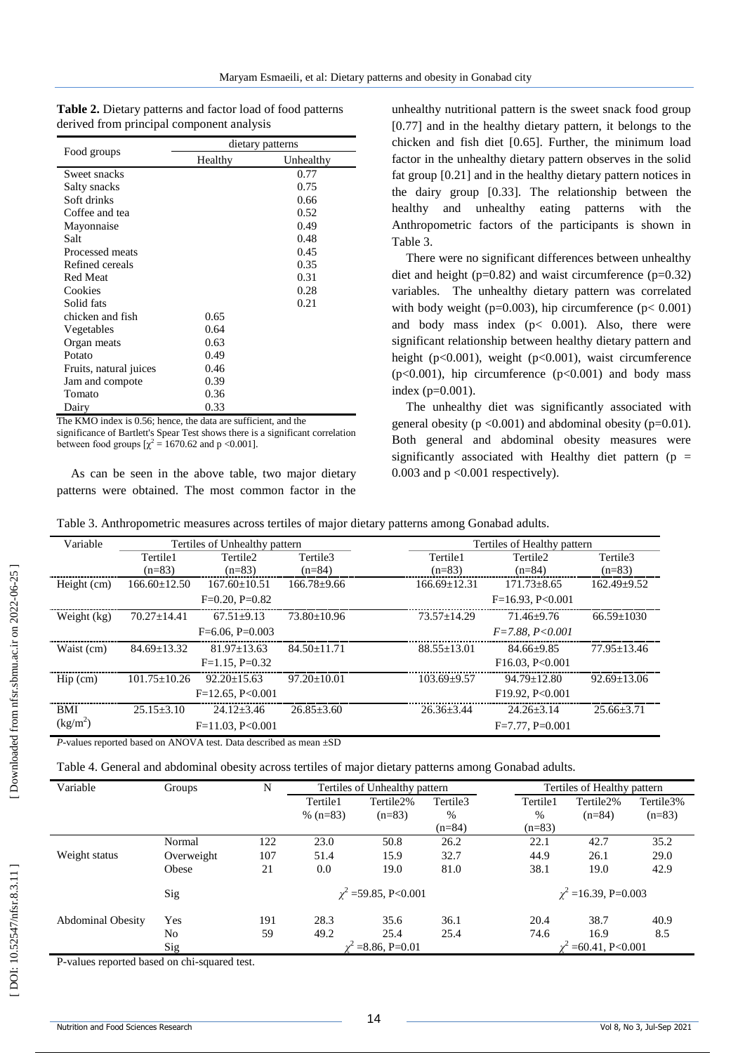**Table 2.** Dietary patterns and factor load of food patterns derived from principal component analysis

| Food groups | dietary patterns | |
|---|---|---|
| | Healthy | Unhealthy |
| Sweet snacks | | 0.77 |
| Salty snacks | | 0.75 |
| Soft drinks | | 0.66 |
| Coffee and tea | | 0.52 |
| Mayonnaise | | 0.49 |
| Salt | | 0.48 |
| Processed meats | | 0.45 |
| Refined cereals | | 0.35 |
| Red Meat | | 0.31 |
| Cookies | | 0.28 |
| Solid fats | | 0.21 |
| chicken and fish | 0.65 | |
| Vegetables | 0.64 | |
| Organ meats | 0.63 | |
| Potato | 0.49 | |
| Fruits, natural juices | 0.46 | |
| Jam and compote | 0.39 | |
| Tomato | 0.36 | |
| Dairy | 0.33 | |

The KMO index is 0.56; hence, the data are sufficient, and the significance of Bartlett's Spear Test shows there is a significant correlation between food groups [$\chi^2$ = 1670.62 and p <0.001].

As can be seen in the above table, two major dietary patterns were obtained. The most common factor in the unhealthy nutritional pattern is the sweet snack food group [0.77] and in the healthy dietary pattern, it belongs to the chicken and fish diet [0.65]. Further, the minimum load factor in the unhealthy dietary pattern observes in the solid fat group [0.21] and in the healthy dietary pattern notices in the dairy group [0.33]. The relationship between the healthy and unhealthy eating patterns with the Anthropometric factors of the participants is shown in Table 3.

There were no significant differences between unhealthy diet and height (p=0.82) and waist circumference (p=0.32) variables. The unhealthy dietary pattern was correlated with body weight (p=0.003), hip circumference (p< 0.001) and body mass index (p< 0.001). Also, there were significant relationship between healthy dietary pattern and height (p<0.001), weight (p<0.001), waist circumference (p<0.001), hip circumference (p<0.001) and body mass index (p=0.001).

The unhealthy diet was significantly associated with general obesity (p <0.001) and abdominal obesity (p=0.01). Both general and abdominal obesity measures were significantly associated with Healthy diet pattern (p = 0.003 and p <0.001 respectively).

Table 3. Anthropometric measures across tertiles of major dietary patterns among Gonabad adults.

| Variable | Tertiles of Unhealthy pattern | | | Tertiles of Healthy pattern | | |
|---|---|---|---|---|---|---|
| | Tertile1 (n=83) | Tertile2 (n=83) | Tertile3 (n=84) | Tertile1 (n=83) | Tertile2 (n=84) | Tertile3 (n=83) |
| Height (cm) | 166.60±12.50 | 167.60±10.51 | 166.78±9.66 | 166.69±12.31 | 171.73±8.65 | 162.49±9.52 |
| | | F=0.20, P=0.82 | | | F=16.93, P<0.001 | |
| Weight (kg) | 70.27±14.41 | 67.51±9.13 | 73.80±10.96 | 73.57±14.29 | 71.46±9.76 | 66.59±1030 |
| | | F=6.06, P=0.003 | | | *F=7.88, P<0.001* | |
| Waist (cm) | 84.69±13.32 | 81.97±13.63 | 84.50±11.71 | 88.55±13.01 | 84.66±9.85 | 77.95±13.46 |
| | | F=1.15, P=0.32 | | | F16.03, P<0.001 | |
| Hip (cm) | 101.75±10.26 | 92.20±15.63 | 97.20±10.01 | 103.69±9.57 | 94.79±12.80 | 92.69±13.06 |
| | | F=12.65, P<0.001 | | | F19.92, P<0.001 | |
| BMI (kg/m$^2$) | 25.15±3.10 | 24.12±3.46 | 26.85±3.60 | 26.36±3.44 | 24.26±3.14 | 25.66±3.71 |
| | | F=11.03, P<0.001 | | | F=7.77, P=0.001 | |

*P*-values reported based on ANOVA test. Data described as mean ±SD

Table 4. General and abdominal obesity across tertiles of major dietary patterns among Gonabad adults.

| Variable | Groups | N | Tertiles of Unhealthy pattern | | | Tertiles of Healthy pattern | | |
|---|---|---|---|---|---|---|---|---|
| | | | Tertile1 % (n=83) | Tertile2% (n=83) | Tertile3 % (n=84) | Tertile1 % (n=83) | Tertile2% (n=84) | Tertile3% (n=83) |
| Weight status | Normal | 122 | 23.0 | 50.8 | 26.2 | 22.1 | 42.7 | 35.2 |
| | Overweight | 107 | 51.4 | 15.9 | 32.7 | 44.9 | 26.1 | 29.0 |
| | Obese | 21 | 0.0 | 19.0 | 81.0 | 38.1 | 19.0 | 42.9 |
| | Sig | | | $\chi^2$ =59.85, P<0.001 | | | $\chi^2$ =16.39, P=0.003 | |
| Abdominal Obesity | Yes | 191 | 28.3 | 35.6 | 36.1 | 20.4 | 38.7 | 40.9 |
| | No | 59 | 49.2 | 25.4 | 25.4 | 74.6 | 16.9 | 8.5 |
| | Sig | | | $\chi^2$ =8.86, P=0.01 | | | $\chi^2$ =60.41, P<0.001 | |

P-values reported based on chi-squared test.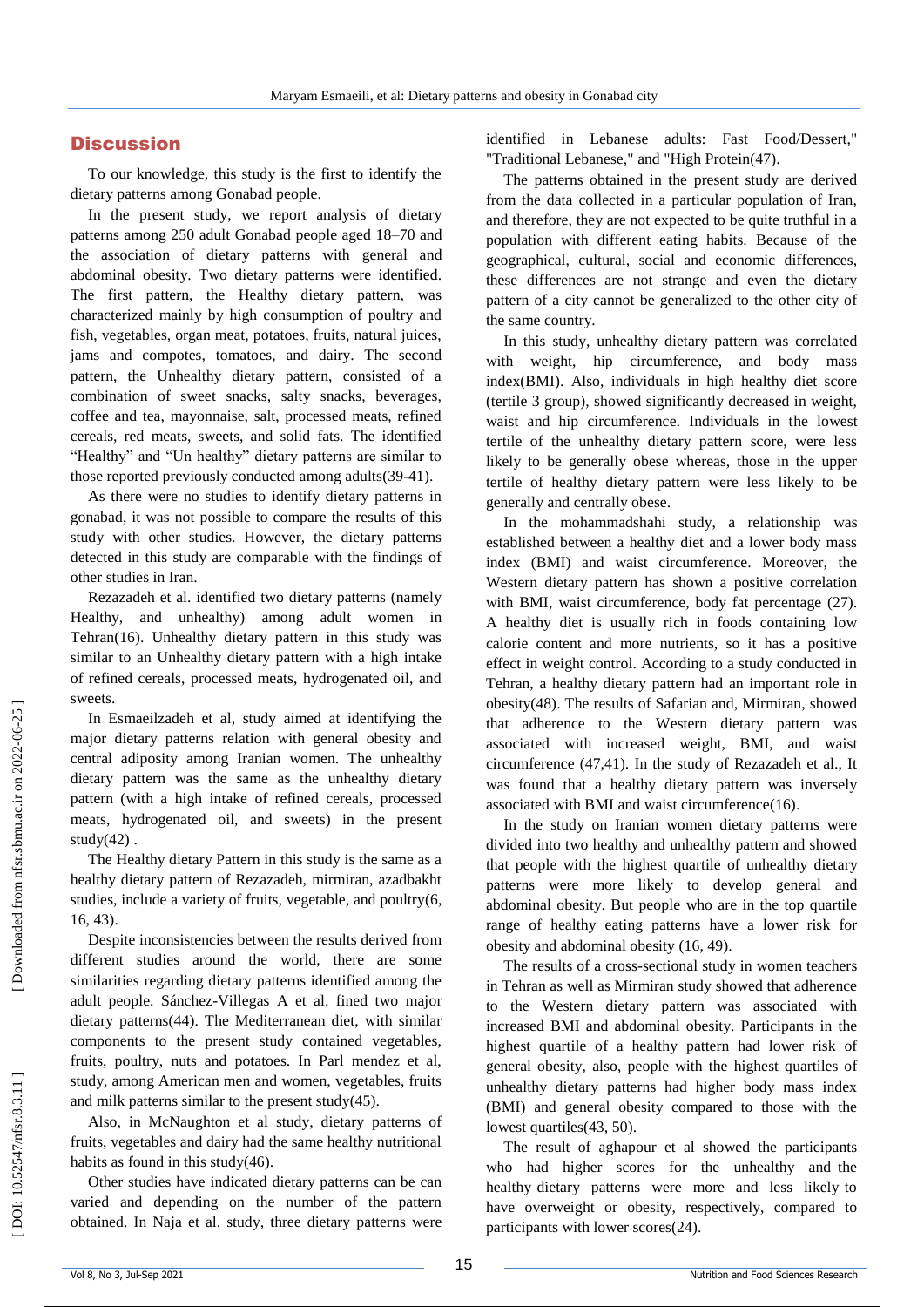## Discussion

To our knowledge, this study is the first to identify the dietary patterns among Gonabad people.

In the present study, we report analysis of dietary patterns among 250 adult Gonabad people aged 18–70 and the association of dietary patterns with general and abdominal obesity. Two dietary patterns were identified. The first pattern, the Healthy dietary pattern, was characterized mainly by high consumption of poultry and fish, vegetables, organ meat, potatoes, fruits, natural juices, jams and compotes, tomatoes, and dairy. The second pattern, the Unhealthy dietary pattern, consisted of a combination of sweet snacks, salty snacks, beverages, coffee and tea, mayonnaise, salt, processed meats, refined cereals, red meats, sweets, and solid fats. The identified "Healthy" and "Un healthy" dietary patterns are similar to those reported previously conducted among adults(39-41).

As there were no studies to identify dietary patterns in gonabad, it was not possible to compare the results of this study with other studies. However, the dietary patterns detected in this study are comparable with the findings of other studies in Iran.

Rezazadeh et al. identified two dietary patterns (namely Healthy, and unhealthy) among adult women in Tehran(16). Unhealthy dietary pattern in this study was similar to an Unhealthy dietary pattern with a high intake of refined cereals, processed meats, hydrogenated oil, and sweets.

In Esmaeilzadeh et al, study aimed at identifying the major dietary patterns relation with general obesity and central adiposity among Iranian women. The unhealthy dietary pattern was the same as the unhealthy dietary pattern (with a high intake of refined cereals, processed meats, hydrogenated oil, and sweets) in the present study(42) .

The Healthy dietary Pattern in this study is the same as a healthy dietary pattern of Rezazadeh, mirmiran, azadbakht studies, include a variety of fruits, vegetable, and poultry(6, 16, 43).

Despite inconsistencies between the results derived from different studies around the world, there are some similarities regarding dietary patterns identified among the adult people. Sánchez-Villegas A et al. fined two major dietary patterns(44). The Mediterranean diet, with similar components to the present study contained vegetables, fruits, poultry, nuts and potatoes. In Parl mendez et al, study, among American men and women, vegetables, fruits and milk patterns similar to the present study(45).

Also, in McNaughton et al study, dietary patterns of fruits, vegetables and dairy had the same healthy nutritional habits as found in this study(46).

Other studies have indicated dietary patterns can be can varied and depending on the number of the pattern obtained. In Naja et al. study, three dietary patterns were identified in Lebanese adults: Fast Food/Dessert," "Traditional Lebanese," and "High Protein(47).

The patterns obtained in the present study are derived from the data collected in a particular population of Iran, and therefore, they are not expected to be quite truthful in a population with different eating habits. Because of the geographical, cultural, social and economic differences, these differences are not strange and even the dietary pattern of a city cannot be generalized to the other city of the same country.

In this study, unhealthy dietary pattern was correlated with weight, hip circumference, and body mass index(BMI). Also, individuals in high healthy diet score (tertile 3 group), showed significantly decreased in weight, waist and hip circumference. Individuals in the lowest tertile of the unhealthy dietary pattern score, were less likely to be generally obese whereas, those in the upper tertile of healthy dietary pattern were less likely to be generally and centrally obese.

In the mohammadshahi study, a relationship was established between a healthy diet and a lower body mass index (BMI) and waist circumference. Moreover, the Western dietary pattern has shown a positive correlation with BMI, waist circumference, body fat percentage (27). A healthy diet is usually rich in foods containing low calorie content and more nutrients, so it has a positive effect in weight control. According to a study conducted in Tehran, a healthy dietary pattern had an important role in obesity(48). The results of Safarian and, Mirmiran, showed that adherence to the Western dietary pattern was associated with increased weight, BMI, and waist circumference (47,41). In the study of Rezazadeh et al., It was found that a healthy dietary pattern was inversely associated with BMI and waist circumference(16).

In the study on Iranian women dietary patterns were divided into two healthy and unhealthy pattern and showed that people with the highest quartile of unhealthy dietary patterns were more likely to develop general and abdominal obesity. But people who are in the top quartile range of healthy eating patterns have a lower risk for obesity and abdominal obesity (16, 49).

The results of a cross-sectional study in women teachers in Tehran as well as Mirmiran study showed that adherence to the Western dietary pattern was associated with increased BMI and abdominal obesity. Participants in the highest quartile of a healthy pattern had lower risk of general obesity, also, people with the highest quartiles of unhealthy dietary patterns had higher body mass index (BMI) and general obesity compared to those with the lowest quartiles(43, 50).

The result of aghapour et al showed the participants who had higher scores for the unhealthy and the healthy dietary patterns were more and less likely to have overweight or obesity, respectively, compared to participants with lower scores(24).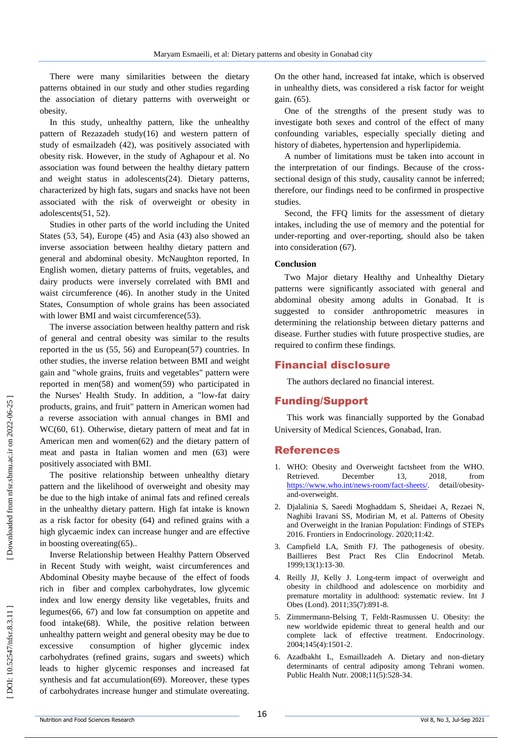There were many similarities between the dietary patterns obtained in our study and other studies regarding the association of dietary patterns with overweight or obesity.

In this study, unhealthy pattern, like the unhealthy pattern of Rezazadeh study(16) and western pattern of study of esmailzadeh (42), was positively associated with obesity risk. However, in the study of Aghapour et al. No association was found between the healthy dietary pattern and weight status in adolescents(24). Dietary patterns, characterized by high fats, sugars and snacks have not been associated with the risk of overweight or obesity in adolescents(51, 52).

Studies in other parts of the world including the United States (53, 54), Europe (45) and Asia (43) also showed an inverse association between healthy dietary pattern and general and abdominal obesity. McNaughton reported, In English women, dietary patterns of fruits, vegetables, and dairy products were inversely correlated with BMI and waist circumference (46). In another study in the United States, Consumption of whole grains has been associated with lower BMI and waist circumference(53).

The inverse association between healthy pattern and risk of general and central obesity was similar to the results reported in the us (55, 56) and European(57) countries. In other studies, the inverse relation between BMI and weight gain and "whole grains, fruits and vegetables" pattern were reported in men(58) and women(59) who participated in the Nurses' Health Study. In addition, a "low-fat dairy products, grains, and fruit" pattern in American women had a reverse association with annual changes in BMI and WC(60, 61). Otherwise, dietary pattern of meat and fat in American men and women(62) and the dietary pattern of meat and pasta in Italian women and men (63) were positively associated with BMI.

The positive relationship between unhealthy dietary pattern and the likelihood of overweight and obesity may be due to the high intake of animal fats and refined cereals in the unhealthy dietary pattern. High fat intake is known as a risk factor for obesity (64) and refined grains with a high glycaemic index can increase hunger and are effective in boosting overeating(65)..

Inverse Relationship between Healthy Pattern Observed in Recent Study with weight, waist circumferences and Abdominal Obesity maybe because of the effect of foods rich in fiber and complex carbohydrates, low glycemic index and low energy density like vegetables, fruits and legumes(66, 67) and low fat consumption on appetite and food intake(68). While, the positive relation between unhealthy pattern weight and general obesity may be due to excessive consumption of higher glycemic index carbohydrates (refined grains, sugars and sweets) which leads to higher glycemic responses and increased fat synthesis and fat accumulation(69). Moreover, these types of carbohydrates increase hunger and stimulate overeating. On the other hand, increased fat intake, which is observed in unhealthy diets, was considered a risk factor for weight gain. (65).

One of the strengths of the present study was to investigate both sexes and control of the effect of many confounding variables, especially specially dieting and history of diabetes, hypertension and hyperlipidemia.

A number of limitations must be taken into account in the interpretation of our findings. Because of the cross-sectional design of this study, causality cannot be inferred; therefore, our findings need to be confirmed in prospective studies.

Second, the FFQ limits for the assessment of dietary intakes, including the use of memory and the potential for under-reporting and over-reporting, should also be taken into consideration (67).

### Conclusion

Two Major dietary Healthy and Unhealthy Dietary patterns were significantly associated with general and abdominal obesity among adults in Gonabad. It is suggested to consider anthropometric measures in determining the relationship between dietary patterns and disease. Further studies with future prospective studies, are required to confirm these findings.

## Financial disclosure

The authors declared no financial interest.

## Funding/Support

This work was financially supported by the Gonabad University of Medical Sciences, Gonabad, Iran.

## References

1. WHO: Obesity and Overweight factsheet from the WHO. Retrieved. December 13, 2018, from https://www.who.int/news-room/fact-sheets/. detail/obesity-and-overweight.
2. Djalalinia S, Saeedi Moghaddam S, Sheidaei A, Rezaei N, Naghibi Iravani SS, Modirian M, et al. Patterns of Obesity and Overweight in the Iranian Population: Findings of STEPs 2016. Frontiers in Endocrinology. 2020;11:42.
3. Campfield LA, Smith FJ. The pathogenesis of obesity. Baillieres Best Pract Res Clin Endocrinol Metab. 1999;13(1):13-30.
4. Reilly JJ, Kelly J. Long-term impact of overweight and obesity in childhood and adolescence on morbidity and premature mortality in adulthood: systematic review. Int J Obes (Lond). 2011;35(7):891-8.
5. Zimmermann-Belsing T, Feldt-Rasmussen U. Obesity: the new worldwide epidemic threat to general health and our complete lack of effective treatment. Endocrinology. 2004;145(4):1501-2.
6. Azadbakht L, Esmaillzadeh A. Dietary and non-dietary determinants of central adiposity among Tehrani women. Public Health Nutr. 2008;11(5):528-34.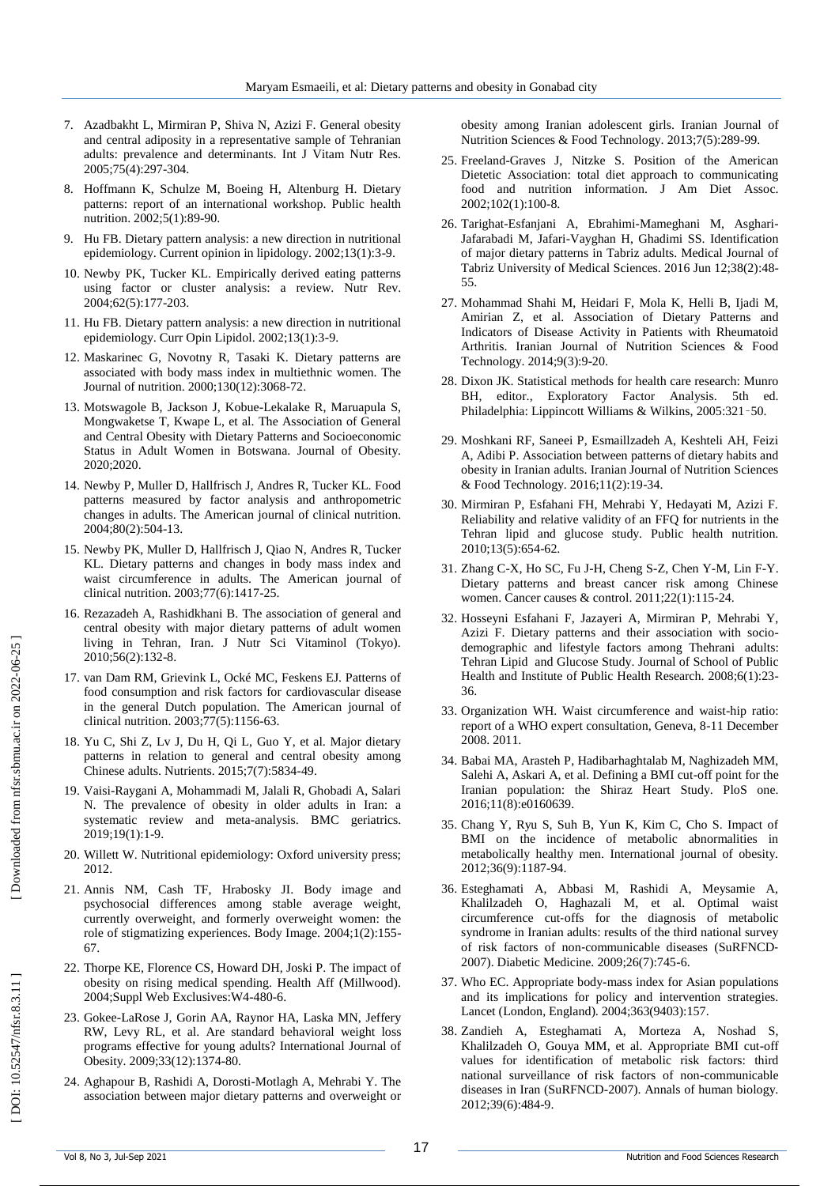7. Azadbakht L, Mirmiran P, Shiva N, Azizi F. General obesity and central adiposity in a representative sample of Tehranian adults: prevalence and determinants. Int J Vitam Nutr Res. 2005;75(4):297-304.

8. Hoffmann K, Schulze M, Boeing H, Altenburg H. Dietary patterns: report of an international workshop. Public health nutrition. 2002;5(1):89-90.

9. Hu FB. Dietary pattern analysis: a new direction in nutritional epidemiology. Current opinion in lipidology. 2002;13(1):3-9.

10. Newby PK, Tucker KL. Empirically derived eating patterns using factor or cluster analysis: a review. Nutr Rev. 2004;62(5):177-203.

11. Hu FB. Dietary pattern analysis: a new direction in nutritional epidemiology. Curr Opin Lipidol. 2002;13(1):3-9.

12. Maskarinec G, Novotny R, Tasaki K. Dietary patterns are associated with body mass index in multiethnic women. The Journal of nutrition. 2000;130(12):3068-72.

13. Motswagole B, Jackson J, Kobue-Lekalake R, Maruapula S, Mongwaketse T, Kwape L, et al. The Association of General and Central Obesity with Dietary Patterns and Socioeconomic Status in Adult Women in Botswana. Journal of Obesity. 2020;2020.

14. Newby P, Muller D, Hallfrisch J, Andres R, Tucker KL. Food patterns measured by factor analysis and anthropometric changes in adults. The American journal of clinical nutrition. 2004;80(2):504-13.

15. Newby PK, Muller D, Hallfrisch J, Qiao N, Andres R, Tucker KL. Dietary patterns and changes in body mass index and waist circumference in adults. The American journal of clinical nutrition. 2003;77(6):1417-25.

16. Rezazadeh A, Rashidkhani B. The association of general and central obesity with major dietary patterns of adult women living in Tehran, Iran. J Nutr Sci Vitaminol (Tokyo). 2010;56(2):132-8.

17. van Dam RM, Grievink L, Ocké MC, Feskens EJ. Patterns of food consumption and risk factors for cardiovascular disease in the general Dutch population. The American journal of clinical nutrition. 2003;77(5):1156-63.

18. Yu C, Shi Z, Lv J, Du H, Qi L, Guo Y, et al. Major dietary patterns in relation to general and central obesity among Chinese adults. Nutrients. 2015;7(7):5834-49.

19. Vaisi-Raygani A, Mohammadi M, Jalali R, Ghobadi A, Salari N. The prevalence of obesity in older adults in Iran: a systematic review and meta-analysis. BMC geriatrics. 2019;19(1):1-9.

20. Willett W. Nutritional epidemiology: Oxford university press; 2012.

21. Annis NM, Cash TF, Hrabosky JI. Body image and psychosocial differences among stable average weight, currently overweight, and formerly overweight women: the role of stigmatizing experiences. Body Image. 2004;1(2):155-67.

22. Thorpe KE, Florence CS, Howard DH, Joski P. The impact of obesity on rising medical spending. Health Aff (Millwood). 2004;Suppl Web Exclusives:W4-480-6.

23. Gokee-LaRose J, Gorin AA, Raynor HA, Laska MN, Jeffery RW, Levy RL, et al. Are standard behavioral weight loss programs effective for young adults? International Journal of Obesity. 2009;33(12):1374-80.

24. Aghapour B, Rashidi A, Dorosti-Motlagh A, Mehrabi Y. The association between major dietary patterns and overweight or obesity among Iranian adolescent girls. Iranian Journal of Nutrition Sciences & Food Technology. 2013;7(5):289-99.

25. Freeland-Graves J, Nitzke S. Position of the American Dietetic Association: total diet approach to communicating food and nutrition information. J Am Diet Assoc. 2002;102(1):100-8.

26. Tarighat-Esfanjani A, Ebrahimi-Mameghani M, Asghari-Jafarabadi M, Jafari-Vayghan H, Ghadimi SS. Identification of major dietary patterns in Tabriz adults. Medical Journal of Tabriz University of Medical Sciences. 2016 Jun 12;38(2):48-55.

27. Mohammad Shahi M, Heidari F, Mola K, Helli B, Ijadi M, Amirian Z, et al. Association of Dietary Patterns and Indicators of Disease Activity in Patients with Rheumatoid Arthritis. Iranian Journal of Nutrition Sciences & Food Technology. 2014;9(3):9-20.

28. Dixon JK. Statistical methods for health care research: Munro BH, editor., Exploratory Factor Analysis. 5th ed. Philadelphia: Lippincott Williams & Wilkins, 2005:321‑50.

29. Moshkani RF, Saneei P, Esmaillzadeh A, Keshteli AH, Feizi A, Adibi P. Association between patterns of dietary habits and obesity in Iranian adults. Iranian Journal of Nutrition Sciences & Food Technology. 2016;11(2):19-34.

30. Mirmiran P, Esfahani FH, Mehrabi Y, Hedayati M, Azizi F. Reliability and relative validity of an FFQ for nutrients in the Tehran lipid and glucose study. Public health nutrition. 2010;13(5):654-62.

31. Zhang C-X, Ho SC, Fu J-H, Cheng S-Z, Chen Y-M, Lin F-Y. Dietary patterns and breast cancer risk among Chinese women. Cancer causes & control. 2011;22(1):115-24.

32. Hosseyni Esfahani F, Jazayeri A, Mirmiran P, Mehrabi Y, Azizi F. Dietary patterns and their association with socio-demographic and lifestyle factors among Thehrani adults: Tehran Lipid and Glucose Study. Journal of School of Public Health and Institute of Public Health Research. 2008;6(1):23-36.

33. Organization WH. Waist circumference and waist-hip ratio: report of a WHO expert consultation, Geneva, 8-11 December 2008. 2011.

34. Babai MA, Arasteh P, Hadibarhaghtalab M, Naghizadeh MM, Salehi A, Askari A, et al. Defining a BMI cut-off point for the Iranian population: the Shiraz Heart Study. PloS one. 2016;11(8):e0160639.

35. Chang Y, Ryu S, Suh B, Yun K, Kim C, Cho S. Impact of BMI on the incidence of metabolic abnormalities in metabolically healthy men. International journal of obesity. 2012;36(9):1187-94.

36. Esteghamati A, Abbasi M, Rashidi A, Meysamie A, Khalilzadeh O, Haghazali M, et al. Optimal waist circumference cut-offs for the diagnosis of metabolic syndrome in Iranian adults: results of the third national survey of risk factors of non-communicable diseases (SuRFNCD-2007). Diabetic Medicine. 2009;26(7):745-6.

37. Who EC. Appropriate body-mass index for Asian populations and its implications for policy and intervention strategies. Lancet (London, England). 2004;363(9403):157.

38. Zandieh A, Esteghamati A, Morteza A, Noshad S, Khalilzadeh O, Gouya MM, et al. Appropriate BMI cut-off values for identification of metabolic risk factors: third national surveillance of risk factors of non-communicable diseases in Iran (SuRFNCD-2007). Annals of human biology. 2012;39(6):484-9.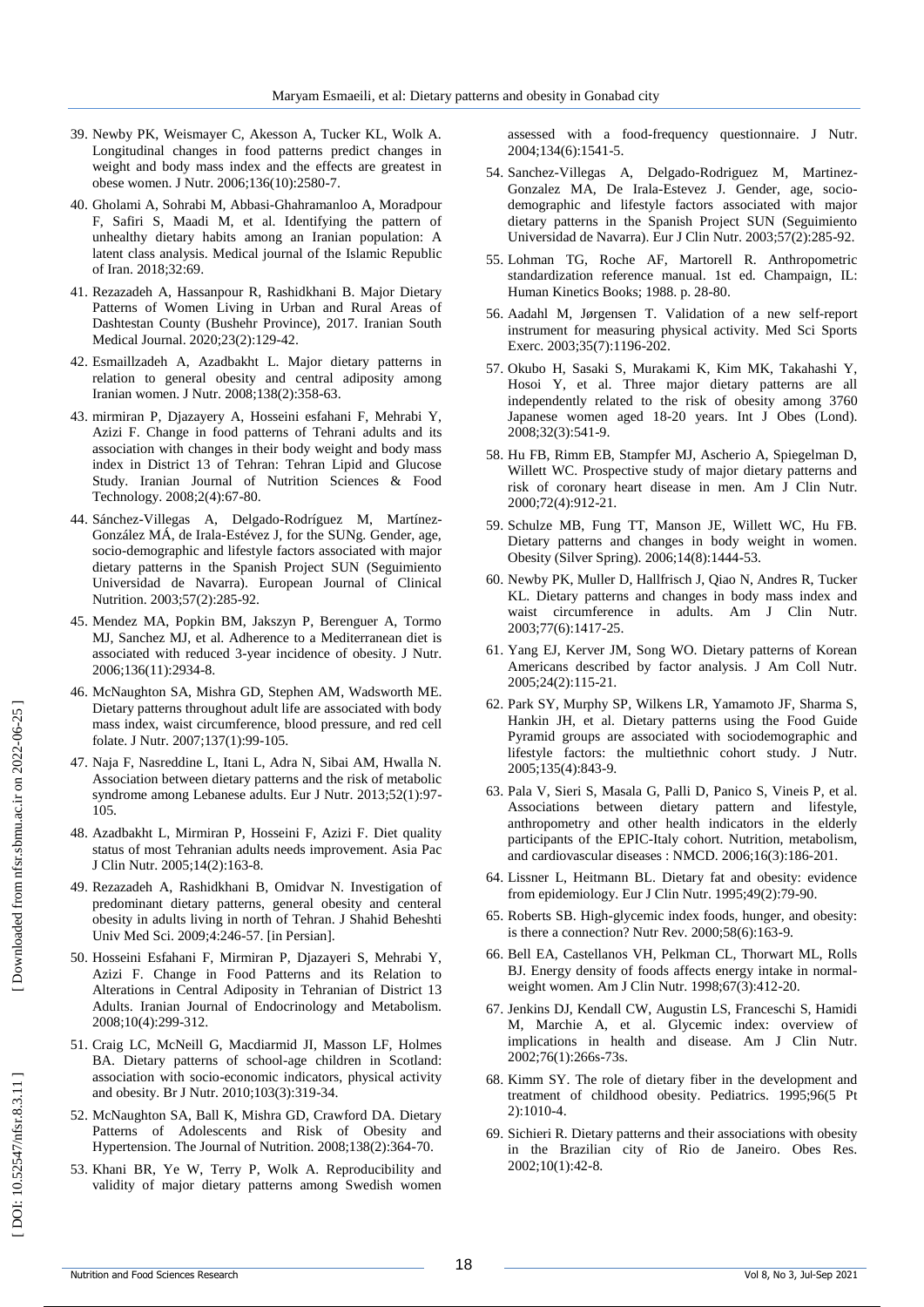39. Newby PK, Weismayer C, Akesson A, Tucker KL, Wolk A. Longitudinal changes in food patterns predict changes in weight and body mass index and the effects are greatest in obese women. J Nutr. 2006;136(10):2580-7.

40. Gholami A, Sohrabi M, Abbasi-Ghahramanloo A, Moradpour F, Safiri S, Maadi M, et al. Identifying the pattern of unhealthy dietary habits among an Iranian population: A latent class analysis. Medical journal of the Islamic Republic of Iran. 2018;32:69.

41. Rezazadeh A, Hassanpour R, Rashidkhani B. Major Dietary Patterns of Women Living in Urban and Rural Areas of Dashtestan County (Bushehr Province), 2017. Iranian South Medical Journal. 2020;23(2):129-42.

42. Esmaillzadeh A, Azadbakht L. Major dietary patterns in relation to general obesity and central adiposity among Iranian women. J Nutr. 2008;138(2):358-63.

43. mirmiran P, Djazayery A, Hosseini esfahani F, Mehrabi Y, Azizi F. Change in food patterns of Tehrani adults and its association with changes in their body weight and body mass index in District 13 of Tehran: Tehran Lipid and Glucose Study. Iranian Journal of Nutrition Sciences & Food Technology. 2008;2(4):67-80.

44. Sánchez-Villegas A, Delgado-Rodríguez M, Martínez-González MÁ, de Irala-Estévez J, for the SUNg. Gender, age, socio-demographic and lifestyle factors associated with major dietary patterns in the Spanish Project SUN (Seguimiento Universidad de Navarra). European Journal of Clinical Nutrition. 2003;57(2):285-92.

45. Mendez MA, Popkin BM, Jakszyn P, Berenguer A, Tormo MJ, Sanchez MJ, et al. Adherence to a Mediterranean diet is associated with reduced 3-year incidence of obesity. J Nutr. 2006;136(11):2934-8.

46. McNaughton SA, Mishra GD, Stephen AM, Wadsworth ME. Dietary patterns throughout adult life are associated with body mass index, waist circumference, blood pressure, and red cell folate. J Nutr. 2007;137(1):99-105.

47. Naja F, Nasreddine L, Itani L, Adra N, Sibai AM, Hwalla N. Association between dietary patterns and the risk of metabolic syndrome among Lebanese adults. Eur J Nutr. 2013;52(1):97-105.

48. Azadbakht L, Mirmiran P, Hosseini F, Azizi F. Diet quality status of most Tehranian adults needs improvement. Asia Pac J Clin Nutr. 2005;14(2):163-8.

49. Rezazadeh A, Rashidkhani B, Omidvar N. Investigation of predominant dietary patterns, general obesity and centeral obesity in adults living in north of Tehran. J Shahid Beheshti Univ Med Sci. 2009;4:246-57. [in Persian].

50. Hosseini Esfahani F, Mirmiran P, Djazayeri S, Mehrabi Y, Azizi F. Change in Food Patterns and its Relation to Alterations in Central Adiposity in Tehranian of District 13 Adults. Iranian Journal of Endocrinology and Metabolism. 2008;10(4):299-312.

51. Craig LC, McNeill G, Macdiarmid JI, Masson LF, Holmes BA. Dietary patterns of school-age children in Scotland: association with socio-economic indicators, physical activity and obesity. Br J Nutr. 2010;103(3):319-34.

52. McNaughton SA, Ball K, Mishra GD, Crawford DA. Dietary Patterns of Adolescents and Risk of Obesity and Hypertension. The Journal of Nutrition. 2008;138(2):364-70.

53. Khani BR, Ye W, Terry P, Wolk A. Reproducibility and validity of major dietary patterns among Swedish women assessed with a food-frequency questionnaire. J Nutr. 2004;134(6):1541-5.

54. Sanchez-Villegas A, Delgado-Rodriguez M, Martinez-Gonzalez MA, De Irala-Estevez J. Gender, age, socio-demographic and lifestyle factors associated with major dietary patterns in the Spanish Project SUN (Seguimiento Universidad de Navarra). Eur J Clin Nutr. 2003;57(2):285-92.

55. Lohman TG, Roche AF, Martorell R. Anthropometric standardization reference manual. 1st ed. Champaign, IL: Human Kinetics Books; 1988. p. 28-80.

56. Aadahl M, Jørgensen T. Validation of a new self-report instrument for measuring physical activity. Med Sci Sports Exerc. 2003;35(7):1196-202.

57. Okubo H, Sasaki S, Murakami K, Kim MK, Takahashi Y, Hosoi Y, et al. Three major dietary patterns are all independently related to the risk of obesity among 3760 Japanese women aged 18-20 years. Int J Obes (Lond). 2008;32(3):541-9.

58. Hu FB, Rimm EB, Stampfer MJ, Ascherio A, Spiegelman D, Willett WC. Prospective study of major dietary patterns and risk of coronary heart disease in men. Am J Clin Nutr. 2000;72(4):912-21.

59. Schulze MB, Fung TT, Manson JE, Willett WC, Hu FB. Dietary patterns and changes in body weight in women. Obesity (Silver Spring). 2006;14(8):1444-53.

60. Newby PK, Muller D, Hallfrisch J, Qiao N, Andres R, Tucker KL. Dietary patterns and changes in body mass index and waist circumference in adults. Am J Clin Nutr. 2003;77(6):1417-25.

61. Yang EJ, Kerver JM, Song WO. Dietary patterns of Korean Americans described by factor analysis. J Am Coll Nutr. 2005;24(2):115-21.

62. Park SY, Murphy SP, Wilkens LR, Yamamoto JF, Sharma S, Hankin JH, et al. Dietary patterns using the Food Guide Pyramid groups are associated with sociodemographic and lifestyle factors: the multiethnic cohort study. J Nutr. 2005;135(4):843-9.

63. Pala V, Sieri S, Masala G, Palli D, Panico S, Vineis P, et al. Associations between dietary pattern and lifestyle, anthropometry and other health indicators in the elderly participants of the EPIC-Italy cohort. Nutrition, metabolism, and cardiovascular diseases : NMCD. 2006;16(3):186-201.

64. Lissner L, Heitmann BL. Dietary fat and obesity: evidence from epidemiology. Eur J Clin Nutr. 1995;49(2):79-90.

65. Roberts SB. High-glycemic index foods, hunger, and obesity: is there a connection? Nutr Rev. 2000;58(6):163-9.

66. Bell EA, Castellanos VH, Pelkman CL, Thorwart ML, Rolls BJ. Energy density of foods affects energy intake in normal-weight women. Am J Clin Nutr. 1998;67(3):412-20.

67. Jenkins DJ, Kendall CW, Augustin LS, Franceschi S, Hamidi M, Marchie A, et al. Glycemic index: overview of implications in health and disease. Am J Clin Nutr. 2002;76(1):266s-73s.

68. Kimm SY. The role of dietary fiber in the development and treatment of childhood obesity. Pediatrics. 1995;96(5 Pt 2):1010-4.

69. Sichieri R. Dietary patterns and their associations with obesity in the Brazilian city of Rio de Janeiro. Obes Res. 2002;10(1):42-8.